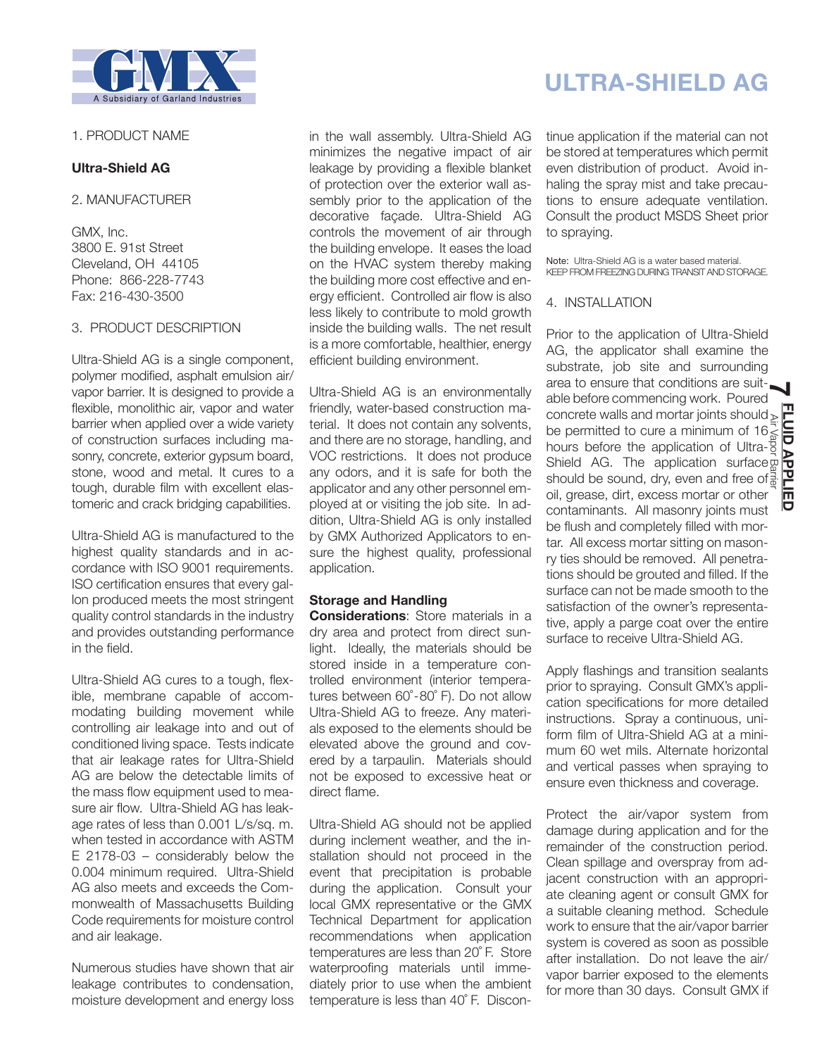# ULTRA-SHIELD AG

1. PRODUCT NAME

**Ultra-Shield AG**

2. MANUFACTURER

GMX, Inc.
3800 E. 91st Street
Cleveland, OH 44105
Phone: 866-228-7743
Fax: 216-430-3500

3. PRODUCT DESCRIPTION

Ultra-Shield AG is a single component, polymer modified, asphalt emulsion air/vapor barrier. It is designed to provide a flexible, monolithic air, vapor and water barrier when applied over a wide variety of construction surfaces including masonry, concrete, exterior gypsum board, stone, wood and metal. It cures to a tough, durable film with excellent elastomeric and crack bridging capabilities.

Ultra-Shield AG is manufactured to the highest quality standards and in accordance with ISO 9001 requirements. ISO certification ensures that every gallon produced meets the most stringent quality control standards in the industry and provides outstanding performance in the field.

Ultra-Shield AG cures to a tough, flexible, membrane capable of accommodating building movement while controlling air leakage into and out of conditioned living space. Tests indicate that air leakage rates for Ultra-Shield AG are below the detectable limits of the mass flow equipment used to measure air flow. Ultra-Shield AG has leakage rates of less than 0.001 L/s/sq. m. when tested in accordance with ASTM E 2178-03 – considerably below the 0.004 minimum required. Ultra-Shield AG also meets and exceeds the Commonwealth of Massachusetts Building Code requirements for moisture control and air leakage.

Numerous studies have shown that air leakage contributes to condensation, moisture development and energy loss in the wall assembly. Ultra-Shield AG minimizes the negative impact of air leakage by providing a flexible blanket of protection over the exterior wall assembly prior to the application of the decorative façade. Ultra-Shield AG controls the movement of air through the building envelope. It eases the load on the HVAC system thereby making the building more cost effective and energy efficient. Controlled air flow is also less likely to contribute to mold growth inside the building walls. The net result is a more comfortable, healthier, energy efficient building environment.

Ultra-Shield AG is an environmentally friendly, water-based construction material. It does not contain any solvents, and there are no storage, handling, and VOC restrictions. It does not produce any odors, and it is safe for both the applicator and any other personnel employed at or visiting the job site. In addition, Ultra-Shield AG is only installed by GMX Authorized Applicators to ensure the highest quality, professional application.

**Storage and Handling Considerations**: Store materials in a dry area and protect from direct sunlight. Ideally, the materials should be stored inside in a temperature controlled environment (interior temperatures between 60˚-80˚ F). Do not allow Ultra-Shield AG to freeze. Any materials exposed to the elements should be elevated above the ground and covered by a tarpaulin. Materials should not be exposed to excessive heat or direct flame.

Ultra-Shield AG should not be applied during inclement weather, and the installation should not proceed in the event that precipitation is probable during the application. Consult your local GMX representative or the GMX Technical Department for application recommendations when application temperatures are less than 20˚ F. Store waterproofing materials until immediately prior to use when the ambient temperature is less than 40˚ F. Discontinue application if the material can not be stored at temperatures which permit even distribution of product. Avoid inhaling the spray mist and take precautions to ensure adequate ventilation. Consult the product MSDS Sheet prior to spraying.

Note: Ultra-Shield AG is a water based material. KEEP FROM FREEZING DURING TRANSIT AND STORAGE.

4. INSTALLATION

Prior to the application of Ultra-Shield AG, the applicator shall examine the substrate, job site and surrounding area to ensure that conditions are suitable before commencing work. Poured concrete walls and mortar joints should be permitted to cure a minimum of 16 hours before the application of Ultra-Shield AG. The application surface should be sound, dry, even and free of oil, grease, dirt, excess mortar or other contaminants. All masonry joints must be flush and completely filled with mortar. All excess mortar sitting on masonry ties should be removed. All penetrations should be grouted and filled. If the surface can not be made smooth to the satisfaction of the owner's representative, apply a parge coat over the entire surface to receive Ultra-Shield AG.

Apply flashings and transition sealants prior to spraying. Consult GMX's application specifications for more detailed instructions. Spray a continuous, uniform film of Ultra-Shield AG at a minimum 60 wet mils. Alternate horizontal and vertical passes when spraying to ensure even thickness and coverage.

Protect the air/vapor system from damage during application and for the remainder of the construction period. Clean spillage and overspray from adjacent construction with an appropriate cleaning agent or consult GMX for a suitable cleaning method. Schedule work to ensure that the air/vapor barrier system is covered as soon as possible after installation. Do not leave the air/vapor barrier exposed to the elements for more than 30 days. Consult GMX if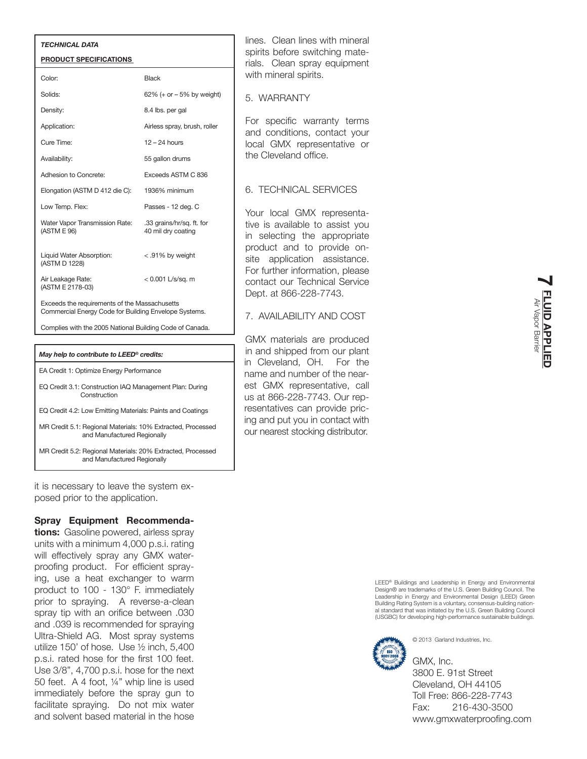***TECHNICAL DATA***

**PRODUCT SPECIFICATIONS**

| | |
|---|---|
| Color: | Black |
| Solids: | 62% (+ or – 5% by weight) |
| Density: | 8.4 lbs. per gal |
| Application: | Airless spray, brush, roller |
| Cure Time: | 12 – 24 hours |
| Availability: | 55 gallon drums |
| Adhesion to Concrete: | Exceeds ASTM C 836 |
| Elongation (ASTM D 412 die C): | 1936% minimum |
| Low Temp. Flex: | Passes - 12 deg. C |
| Water Vapor Transmission Rate: (ASTM E 96) | .33 grains/hr/sq. ft. for 40 mil dry coating |
| Liquid Water Absorption: (ASTM D 1228) | < .91% by weight |
| Air Leakage Rate: (ASTM E 2178-03) | < 0.001 L/s/sq. m |

Exceeds the requirements of the Massachusetts Commercial Energy Code for Building Envelope Systems.

Complies with the 2005 National Building Code of Canada.

***May help to contribute to LEED® credits:***

- EA Credit 1: Optimize Energy Performance
- EQ Credit 3.1: Construction IAQ Management Plan: During Construction
- EQ Credit 4.2: Low Emitting Materials: Paints and Coatings
- MR Credit 5.1: Regional Materials: 10% Extracted, Processed and Manufactured Regionally
- MR Credit 5.2: Regional Materials: 20% Extracted, Processed and Manufactured Regionally

it is necessary to leave the system exposed prior to the application.

**Spray Equipment Recommendations:** Gasoline powered, airless spray units with a minimum 4,000 p.s.i. rating will effectively spray any GMX waterproofing product. For efficient spraying, use a heat exchanger to warm product to 100 - 130° F. immediately prior to spraying. A reverse-a-clean spray tip with an orifice between .030 and .039 is recommended for spraying Ultra-Shield AG. Most spray systems utilize 150' of hose. Use ½ inch, 5,400 p.s.i. rated hose for the first 100 feet. Use 3/8", 4,700 p.s.i. hose for the next 50 feet. A 4 foot, ¼" whip line is used immediately before the spray gun to facilitate spraying. Do not mix water and solvent based material in the hose lines. Clean lines with mineral spirits before switching materials. Clean spray equipment with mineral spirits.

## 5. WARRANTY

For specific warranty terms and conditions, contact your local GMX representative or the Cleveland office.

## 6. TECHNICAL SERVICES

Your local GMX representative is available to assist you in selecting the appropriate product and to provide on-site application assistance. For further information, please contact our Technical Service Dept. at 866-228-7743.

## 7. AVAILABILITY AND COST

GMX materials are produced in and shipped from our plant in Cleveland, OH. For the name and number of the nearest GMX representative, call us at 866-228-7743. Our representatives can provide pricing and put you in contact with our nearest stocking distributor.

**7 FLUID APPLIED**
Air Vapor Barrier

LEED® Buildings and Leadership in Energy and Environmental Design® are trademarks of the U.S. Green Building Council. The Leadership in Energy and Environmental Design (LEED) Green Building Rating System is a voluntary, consensus-building national standard that was initiated by the U.S. Green Building Council (USGBC) for developing high-performance sustainable buildings.

© 2013 Garland Industries, Inc.

GMX, Inc.
3800 E. 91st Street
Cleveland, OH 44105
Toll Free: 866-228-7743
Fax: 216-430-3500
www.gmxwaterproofing.com